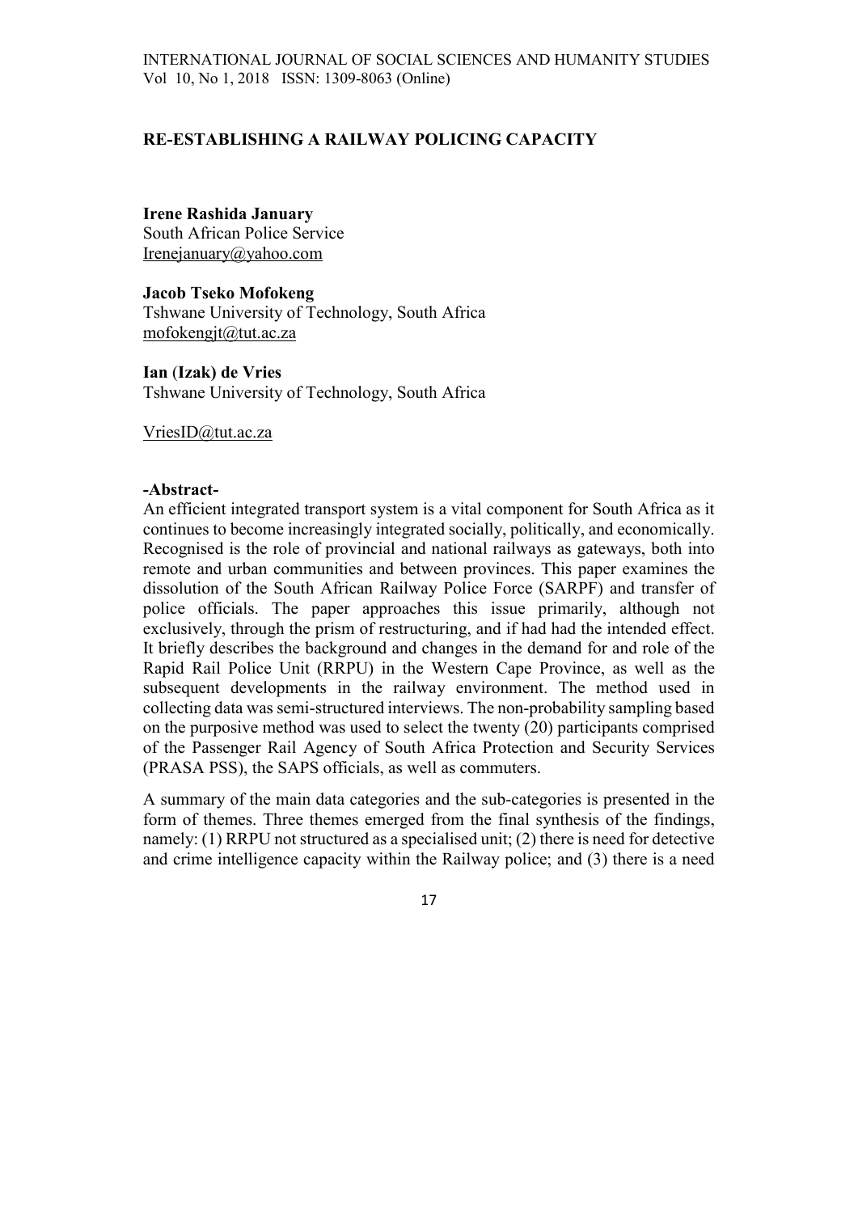# RE-ESTABLISHING A RAILWAY POLICING CAPACITY

**Irene Rashida January**
South African Police Service
Irenejanuary@yahoo.com

**Jacob Tseko Mofokeng**
Tshwane University of Technology, South Africa
mofokengjt@tut.ac.za

**Ian (Izak) de Vries**
Tshwane University of Technology, South Africa

VriesID@tut.ac.za

## -Abstract-

An efficient integrated transport system is a vital component for South Africa as it continues to become increasingly integrated socially, politically, and economically. Recognised is the role of provincial and national railways as gateways, both into remote and urban communities and between provinces. This paper examines the dissolution of the South African Railway Police Force (SARPF) and transfer of police officials. The paper approaches this issue primarily, although not exclusively, through the prism of restructuring, and if had had the intended effect. It briefly describes the background and changes in the demand for and role of the Rapid Rail Police Unit (RRPU) in the Western Cape Province, as well as the subsequent developments in the railway environment. The method used in collecting data was semi-structured interviews. The non-probability sampling based on the purposive method was used to select the twenty (20) participants comprised of the Passenger Rail Agency of South Africa Protection and Security Services (PRASA PSS), the SAPS officials, as well as commuters.

A summary of the main data categories and the sub-categories is presented in the form of themes. Three themes emerged from the final synthesis of the findings, namely: (1) RRPU not structured as a specialised unit; (2) there is need for detective and crime intelligence capacity within the Railway police; and (3) there is a need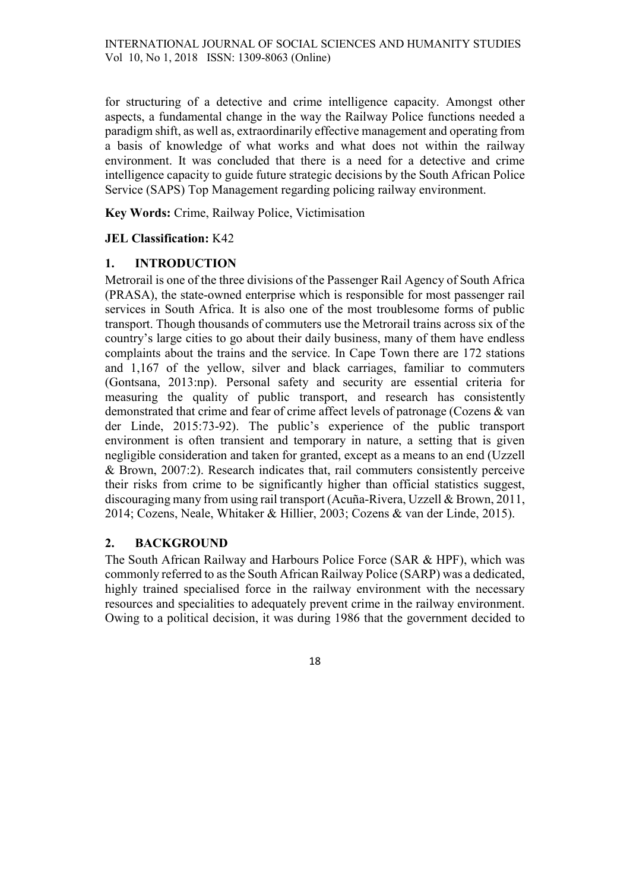for structuring of a detective and crime intelligence capacity. Amongst other aspects, a fundamental change in the way the Railway Police functions needed a paradigm shift, as well as, extraordinarily effective management and operating from a basis of knowledge of what works and what does not within the railway environment. It was concluded that there is a need for a detective and crime intelligence capacity to guide future strategic decisions by the South African Police Service (SAPS) Top Management regarding policing railway environment.

**Key Words:** Crime, Railway Police, Victimisation

**JEL Classification:** K42

## 1. INTRODUCTION

Metrorail is one of the three divisions of the Passenger Rail Agency of South Africa (PRASA), the state-owned enterprise which is responsible for most passenger rail services in South Africa. It is also one of the most troublesome forms of public transport. Though thousands of commuters use the Metrorail trains across six of the country's large cities to go about their daily business, many of them have endless complaints about the trains and the service. In Cape Town there are 172 stations and 1,167 of the yellow, silver and black carriages, familiar to commuters (Gontsana, 2013:np). Personal safety and security are essential criteria for measuring the quality of public transport, and research has consistently demonstrated that crime and fear of crime affect levels of patronage (Cozens & van der Linde, 2015:73-92). The public's experience of the public transport environment is often transient and temporary in nature, a setting that is given negligible consideration and taken for granted, except as a means to an end (Uzzell & Brown, 2007:2). Research indicates that, rail commuters consistently perceive their risks from crime to be significantly higher than official statistics suggest, discouraging many from using rail transport (Acuña-Rivera, Uzzell & Brown, 2011, 2014; Cozens, Neale, Whitaker & Hillier, 2003; Cozens & van der Linde, 2015).

## 2. BACKGROUND

The South African Railway and Harbours Police Force (SAR & HPF), which was commonly referred to as the South African Railway Police (SARP) was a dedicated, highly trained specialised force in the railway environment with the necessary resources and specialities to adequately prevent crime in the railway environment. Owing to a political decision, it was during 1986 that the government decided to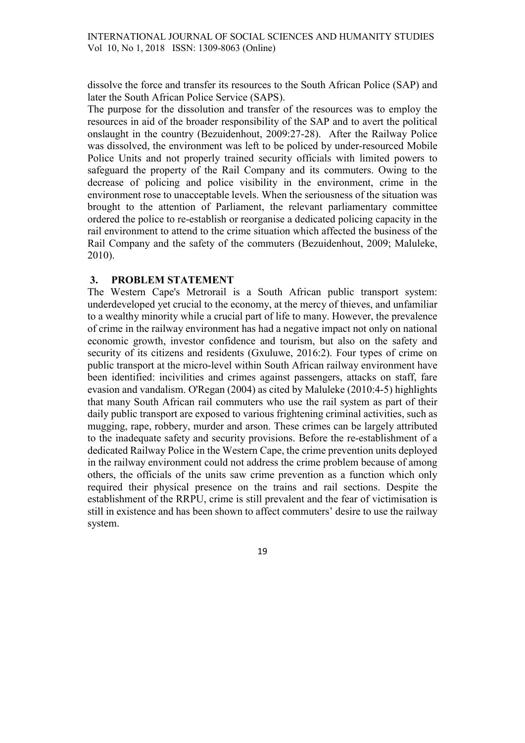dissolve the force and transfer its resources to the South African Police (SAP) and later the South African Police Service (SAPS).

The purpose for the dissolution and transfer of the resources was to employ the resources in aid of the broader responsibility of the SAP and to avert the political onslaught in the country (Bezuidenhout, 2009:27-28). After the Railway Police was dissolved, the environment was left to be policed by under-resourced Mobile Police Units and not properly trained security officials with limited powers to safeguard the property of the Rail Company and its commuters. Owing to the decrease of policing and police visibility in the environment, crime in the environment rose to unacceptable levels. When the seriousness of the situation was brought to the attention of Parliament, the relevant parliamentary committee ordered the police to re-establish or reorganise a dedicated policing capacity in the rail environment to attend to the crime situation which affected the business of the Rail Company and the safety of the commuters (Bezuidenhout, 2009; Maluleke, 2010).

## 3. PROBLEM STATEMENT

The Western Cape's Metrorail is a South African public transport system: underdeveloped yet crucial to the economy, at the mercy of thieves, and unfamiliar to a wealthy minority while a crucial part of life to many. However, the prevalence of crime in the railway environment has had a negative impact not only on national economic growth, investor confidence and tourism, but also on the safety and security of its citizens and residents (Gxuluwe, 2016:2). Four types of crime on public transport at the micro-level within South African railway environment have been identified: incivilities and crimes against passengers, attacks on staff, fare evasion and vandalism. O'Regan (2004) as cited by Maluleke (2010:4-5) highlights that many South African rail commuters who use the rail system as part of their daily public transport are exposed to various frightening criminal activities, such as mugging, rape, robbery, murder and arson. These crimes can be largely attributed to the inadequate safety and security provisions. Before the re-establishment of a dedicated Railway Police in the Western Cape, the crime prevention units deployed in the railway environment could not address the crime problem because of among others, the officials of the units saw crime prevention as a function which only required their physical presence on the trains and rail sections. Despite the establishment of the RRPU, crime is still prevalent and the fear of victimisation is still in existence and has been shown to affect commuters' desire to use the railway system.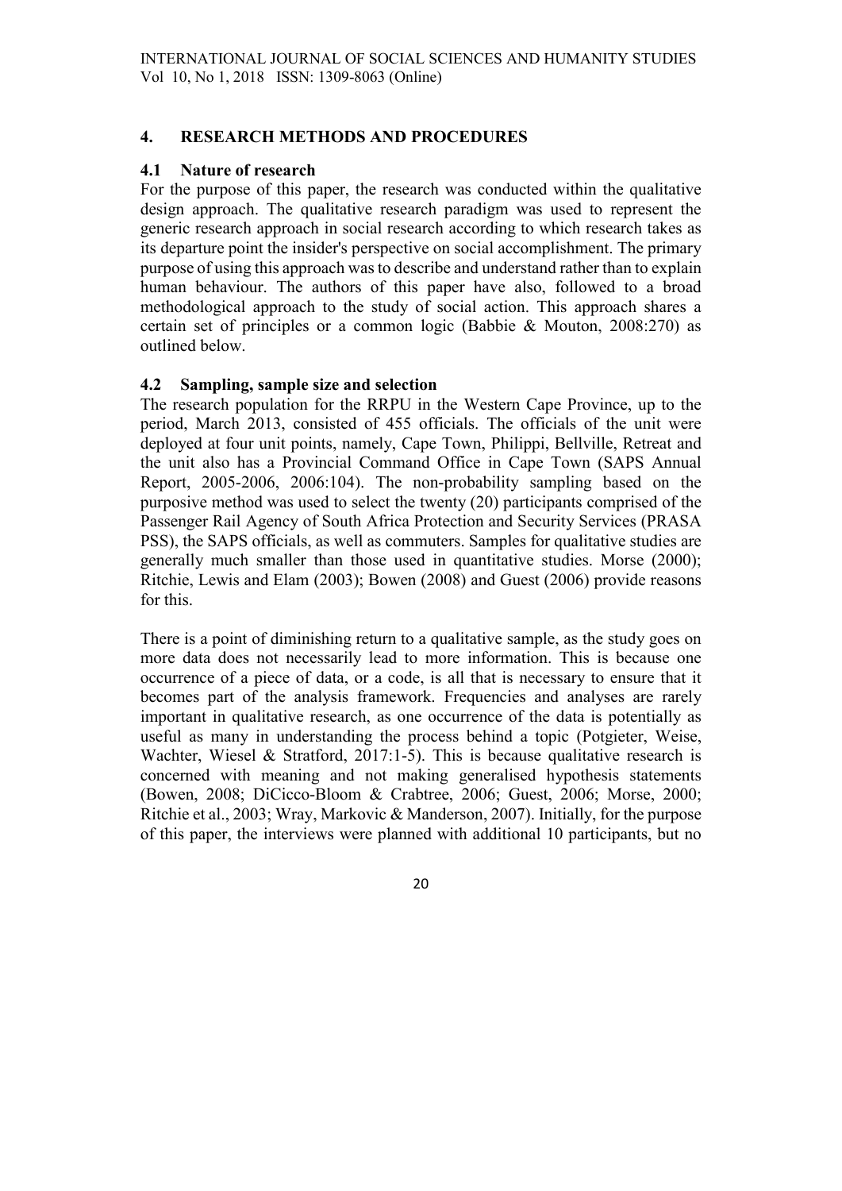## 4. RESEARCH METHODS AND PROCEDURES

### 4.1 Nature of research

For the purpose of this paper, the research was conducted within the qualitative design approach. The qualitative research paradigm was used to represent the generic research approach in social research according to which research takes as its departure point the insider's perspective on social accomplishment. The primary purpose of using this approach was to describe and understand rather than to explain human behaviour. The authors of this paper have also, followed to a broad methodological approach to the study of social action. This approach shares a certain set of principles or a common logic (Babbie & Mouton, 2008:270) as outlined below.

### 4.2 Sampling, sample size and selection

The research population for the RRPU in the Western Cape Province, up to the period, March 2013, consisted of 455 officials. The officials of the unit were deployed at four unit points, namely, Cape Town, Philippi, Bellville, Retreat and the unit also has a Provincial Command Office in Cape Town (SAPS Annual Report, 2005-2006, 2006:104). The non-probability sampling based on the purposive method was used to select the twenty (20) participants comprised of the Passenger Rail Agency of South Africa Protection and Security Services (PRASA PSS), the SAPS officials, as well as commuters. Samples for qualitative studies are generally much smaller than those used in quantitative studies. Morse (2000); Ritchie, Lewis and Elam (2003); Bowen (2008) and Guest (2006) provide reasons for this.

There is a point of diminishing return to a qualitative sample, as the study goes on more data does not necessarily lead to more information. This is because one occurrence of a piece of data, or a code, is all that is necessary to ensure that it becomes part of the analysis framework. Frequencies and analyses are rarely important in qualitative research, as one occurrence of the data is potentially as useful as many in understanding the process behind a topic (Potgieter, Weise, Wachter, Wiesel & Stratford, 2017:1-5). This is because qualitative research is concerned with meaning and not making generalised hypothesis statements (Bowen, 2008; DiCicco-Bloom & Crabtree, 2006; Guest, 2006; Morse, 2000; Ritchie et al., 2003; Wray, Markovic & Manderson, 2007). Initially, for the purpose of this paper, the interviews were planned with additional 10 participants, but no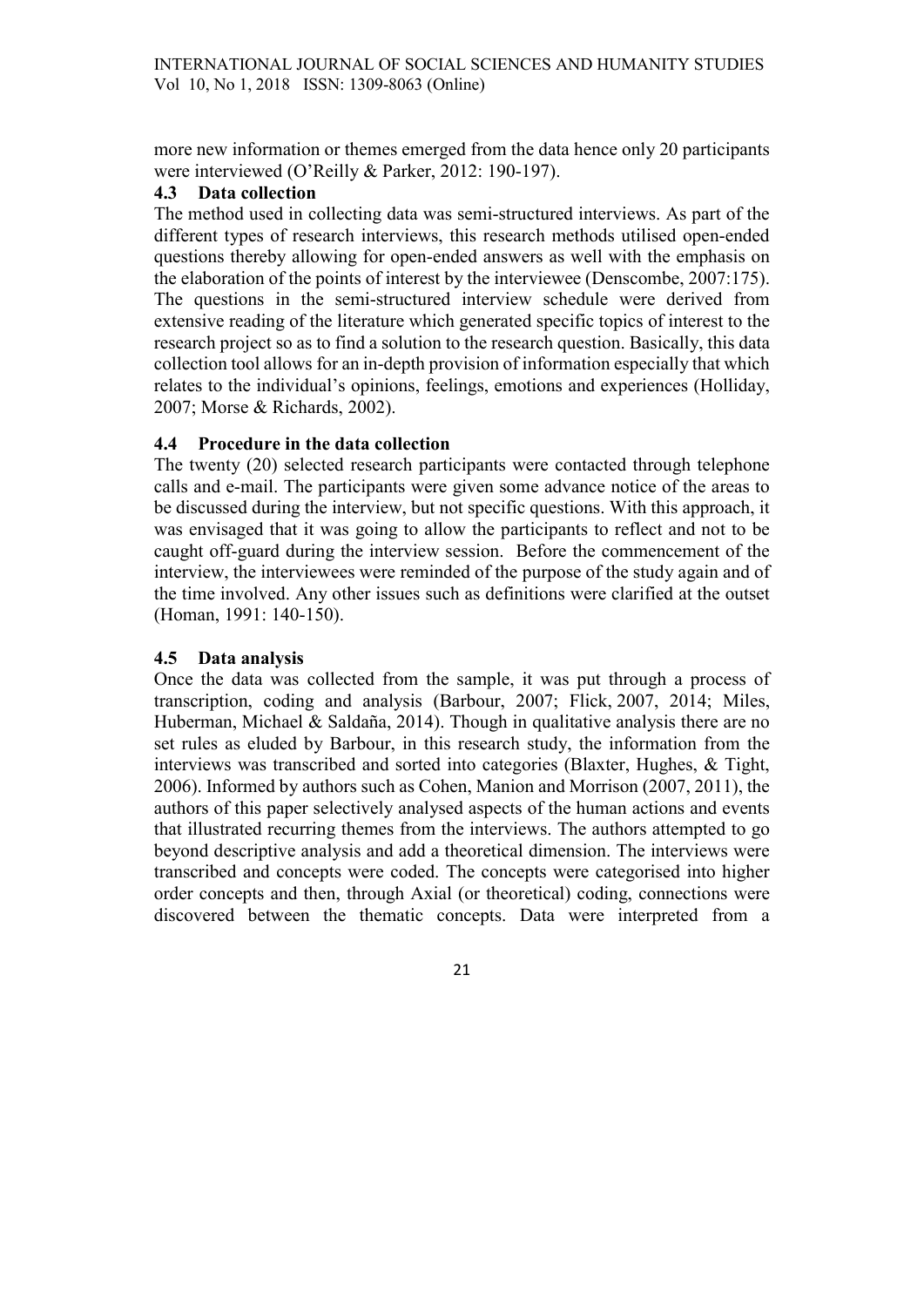more new information or themes emerged from the data hence only 20 participants were interviewed (O'Reilly & Parker, 2012: 190-197).

### 4.3 Data collection

The method used in collecting data was semi-structured interviews. As part of the different types of research interviews, this research methods utilised open-ended questions thereby allowing for open-ended answers as well with the emphasis on the elaboration of the points of interest by the interviewee (Denscombe, 2007:175). The questions in the semi-structured interview schedule were derived from extensive reading of the literature which generated specific topics of interest to the research project so as to find a solution to the research question. Basically, this data collection tool allows for an in-depth provision of information especially that which relates to the individual's opinions, feelings, emotions and experiences (Holliday, 2007; Morse & Richards, 2002).

### 4.4 Procedure in the data collection

The twenty (20) selected research participants were contacted through telephone calls and e-mail. The participants were given some advance notice of the areas to be discussed during the interview, but not specific questions. With this approach, it was envisaged that it was going to allow the participants to reflect and not to be caught off-guard during the interview session. Before the commencement of the interview, the interviewees were reminded of the purpose of the study again and of the time involved. Any other issues such as definitions were clarified at the outset (Homan, 1991: 140-150).

### 4.5 Data analysis

Once the data was collected from the sample, it was put through a process of transcription, coding and analysis (Barbour, 2007; Flick, 2007, 2014; Miles, Huberman, Michael & Saldaña, 2014). Though in qualitative analysis there are no set rules as eluded by Barbour, in this research study, the information from the interviews was transcribed and sorted into categories (Blaxter, Hughes, & Tight, 2006). Informed by authors such as Cohen, Manion and Morrison (2007, 2011), the authors of this paper selectively analysed aspects of the human actions and events that illustrated recurring themes from the interviews. The authors attempted to go beyond descriptive analysis and add a theoretical dimension. The interviews were transcribed and concepts were coded. The concepts were categorised into higher order concepts and then, through Axial (or theoretical) coding, connections were discovered between the thematic concepts. Data were interpreted from a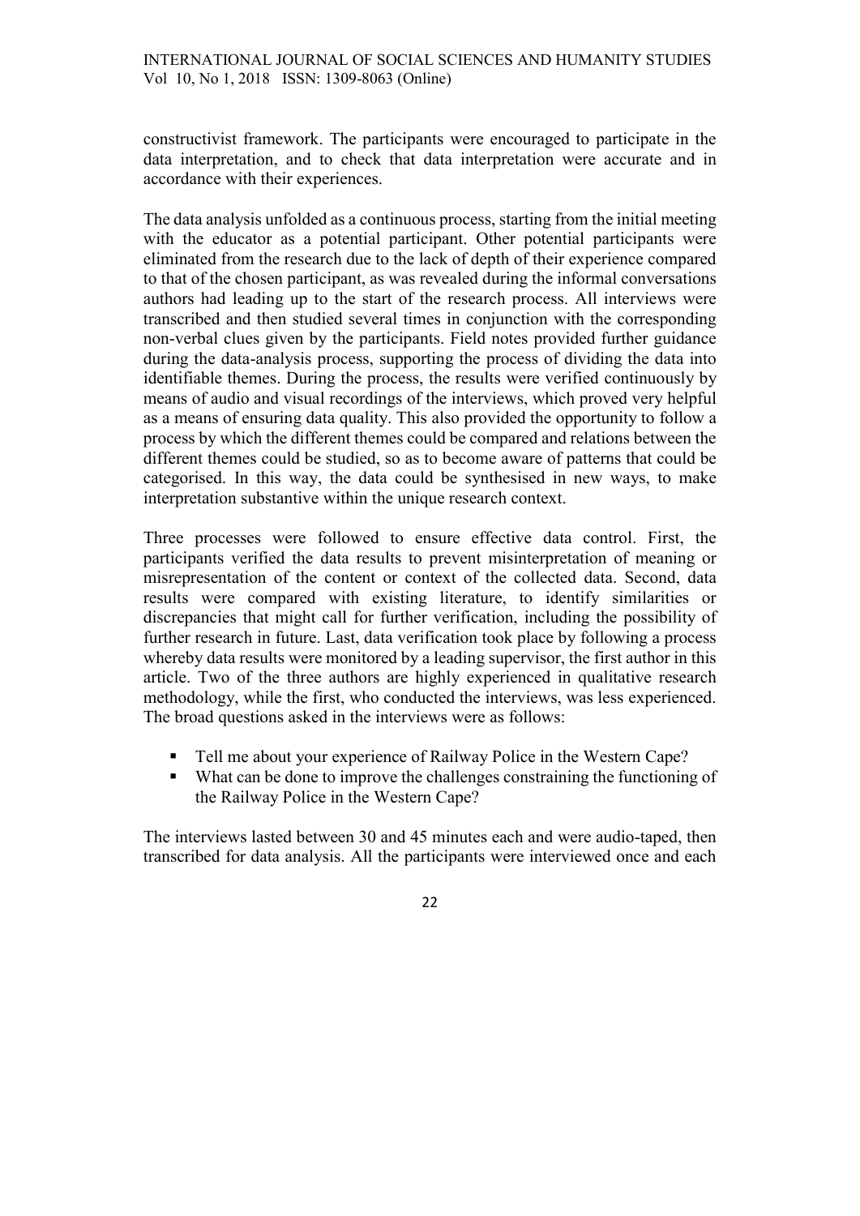constructivist framework. The participants were encouraged to participate in the data interpretation, and to check that data interpretation were accurate and in accordance with their experiences.

The data analysis unfolded as a continuous process, starting from the initial meeting with the educator as a potential participant. Other potential participants were eliminated from the research due to the lack of depth of their experience compared to that of the chosen participant, as was revealed during the informal conversations authors had leading up to the start of the research process. All interviews were transcribed and then studied several times in conjunction with the corresponding non-verbal clues given by the participants. Field notes provided further guidance during the data-analysis process, supporting the process of dividing the data into identifiable themes. During the process, the results were verified continuously by means of audio and visual recordings of the interviews, which proved very helpful as a means of ensuring data quality. This also provided the opportunity to follow a process by which the different themes could be compared and relations between the different themes could be studied, so as to become aware of patterns that could be categorised. In this way, the data could be synthesised in new ways, to make interpretation substantive within the unique research context.

Three processes were followed to ensure effective data control. First, the participants verified the data results to prevent misinterpretation of meaning or misrepresentation of the content or context of the collected data. Second, data results were compared with existing literature, to identify similarities or discrepancies that might call for further verification, including the possibility of further research in future. Last, data verification took place by following a process whereby data results were monitored by a leading supervisor, the first author in this article. Two of the three authors are highly experienced in qualitative research methodology, while the first, who conducted the interviews, was less experienced. The broad questions asked in the interviews were as follows:

- Tell me about your experience of Railway Police in the Western Cape?
- What can be done to improve the challenges constraining the functioning of the Railway Police in the Western Cape?

The interviews lasted between 30 and 45 minutes each and were audio-taped, then transcribed for data analysis. All the participants were interviewed once and each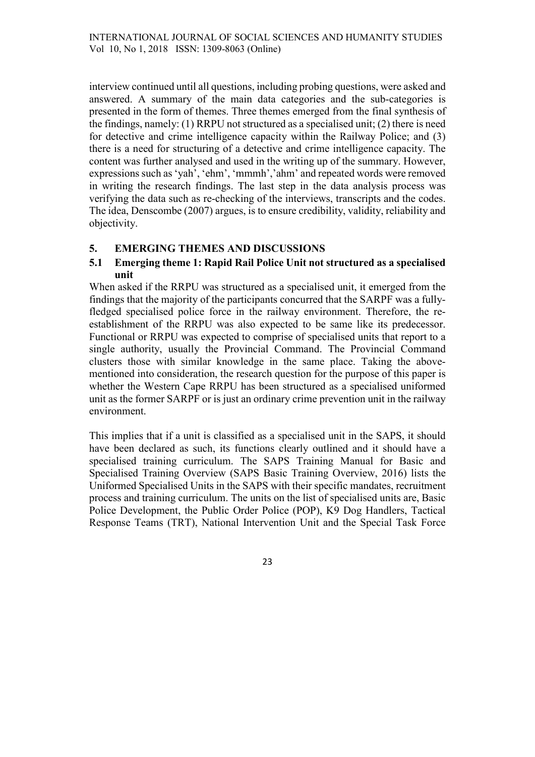interview continued until all questions, including probing questions, were asked and answered. A summary of the main data categories and the sub-categories is presented in the form of themes. Three themes emerged from the final synthesis of the findings, namely: (1) RRPU not structured as a specialised unit; (2) there is need for detective and crime intelligence capacity within the Railway Police; and (3) there is a need for structuring of a detective and crime intelligence capacity. The content was further analysed and used in the writing up of the summary. However, expressions such as 'yah', 'ehm', 'mmmh','ahm' and repeated words were removed in writing the research findings. The last step in the data analysis process was verifying the data such as re-checking of the interviews, transcripts and the codes. The idea, Denscombe (2007) argues, is to ensure credibility, validity, reliability and objectivity.

## 5. EMERGING THEMES AND DISCUSSIONS

### 5.1 Emerging theme 1: Rapid Rail Police Unit not structured as a specialised unit

When asked if the RRPU was structured as a specialised unit, it emerged from the findings that the majority of the participants concurred that the SARPF was a fully-fledged specialised police force in the railway environment. Therefore, the re-establishment of the RRPU was also expected to be same like its predecessor. Functional or RRPU was expected to comprise of specialised units that report to a single authority, usually the Provincial Command. The Provincial Command clusters those with similar knowledge in the same place. Taking the above-mentioned into consideration, the research question for the purpose of this paper is whether the Western Cape RRPU has been structured as a specialised uniformed unit as the former SARPF or is just an ordinary crime prevention unit in the railway environment.

This implies that if a unit is classified as a specialised unit in the SAPS, it should have been declared as such, its functions clearly outlined and it should have a specialised training curriculum. The SAPS Training Manual for Basic and Specialised Training Overview (SAPS Basic Training Overview, 2016) lists the Uniformed Specialised Units in the SAPS with their specific mandates, recruitment process and training curriculum. The units on the list of specialised units are, Basic Police Development, the Public Order Police (POP), K9 Dog Handlers, Tactical Response Teams (TRT), National Intervention Unit and the Special Task Force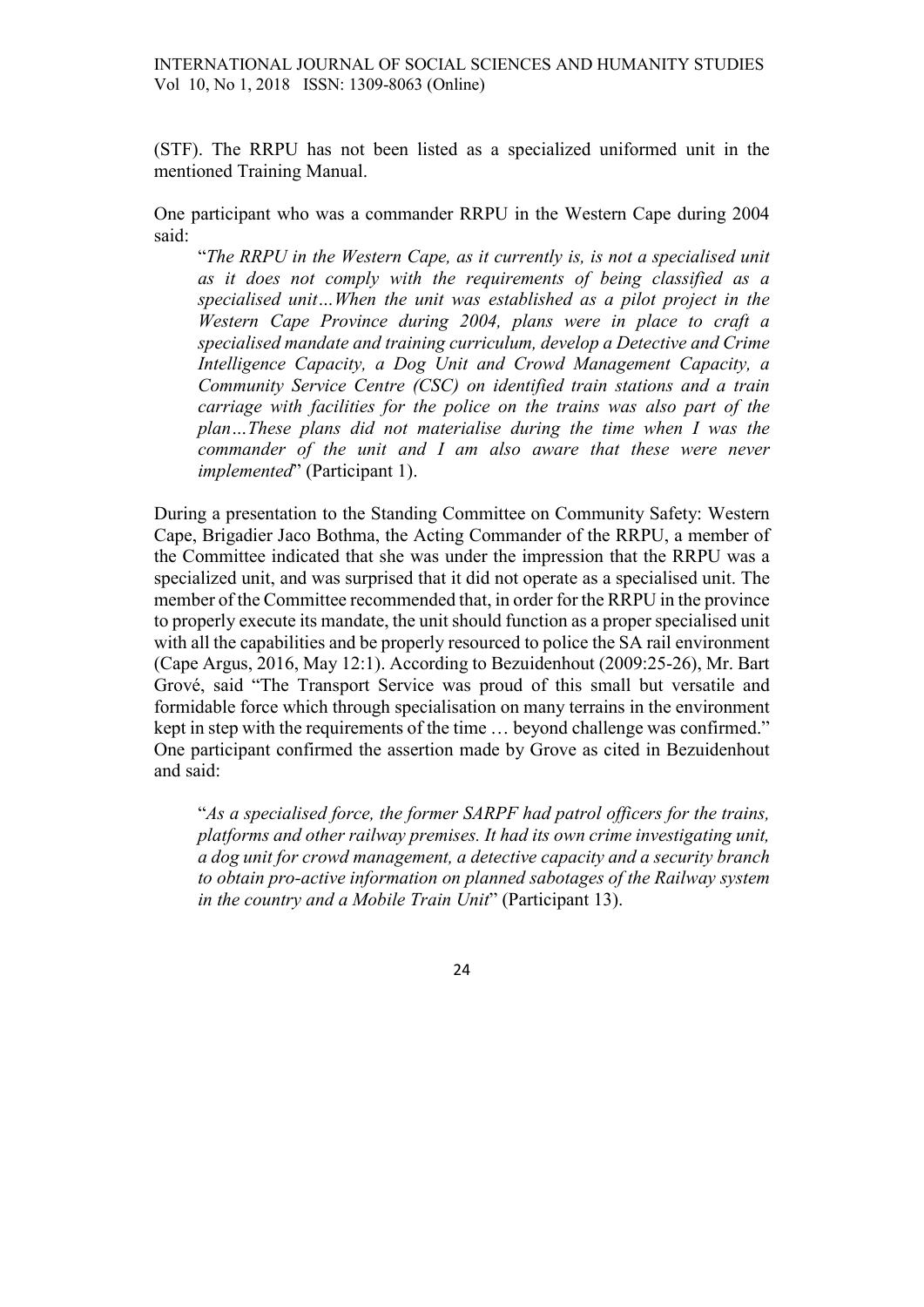(STF). The RRPU has not been listed as a specialized uniformed unit in the mentioned Training Manual.

One participant who was a commander RRPU in the Western Cape during 2004 said:

> "*The RRPU in the Western Cape, as it currently is, is not a specialised unit as it does not comply with the requirements of being classified as a specialised unit…When the unit was established as a pilot project in the Western Cape Province during 2004, plans were in place to craft a specialised mandate and training curriculum, develop a Detective and Crime Intelligence Capacity, a Dog Unit and Crowd Management Capacity, a Community Service Centre (CSC) on identified train stations and a train carriage with facilities for the police on the trains was also part of the plan…These plans did not materialise during the time when I was the commander of the unit and I am also aware that these were never implemented*" (Participant 1).

During a presentation to the Standing Committee on Community Safety: Western Cape, Brigadier Jaco Bothma, the Acting Commander of the RRPU, a member of the Committee indicated that she was under the impression that the RRPU was a specialized unit, and was surprised that it did not operate as a specialised unit. The member of the Committee recommended that, in order for the RRPU in the province to properly execute its mandate, the unit should function as a proper specialised unit with all the capabilities and be properly resourced to police the SA rail environment (Cape Argus, 2016, May 12:1). According to Bezuidenhout (2009:25-26), Mr. Bart Grové, said "The Transport Service was proud of this small but versatile and formidable force which through specialisation on many terrains in the environment kept in step with the requirements of the time … beyond challenge was confirmed." One participant confirmed the assertion made by Grove as cited in Bezuidenhout and said:

> "*As a specialised force, the former SARPF had patrol officers for the trains, platforms and other railway premises. It had its own crime investigating unit, a dog unit for crowd management, a detective capacity and a security branch to obtain pro-active information on planned sabotages of the Railway system in the country and a Mobile Train Unit*" (Participant 13).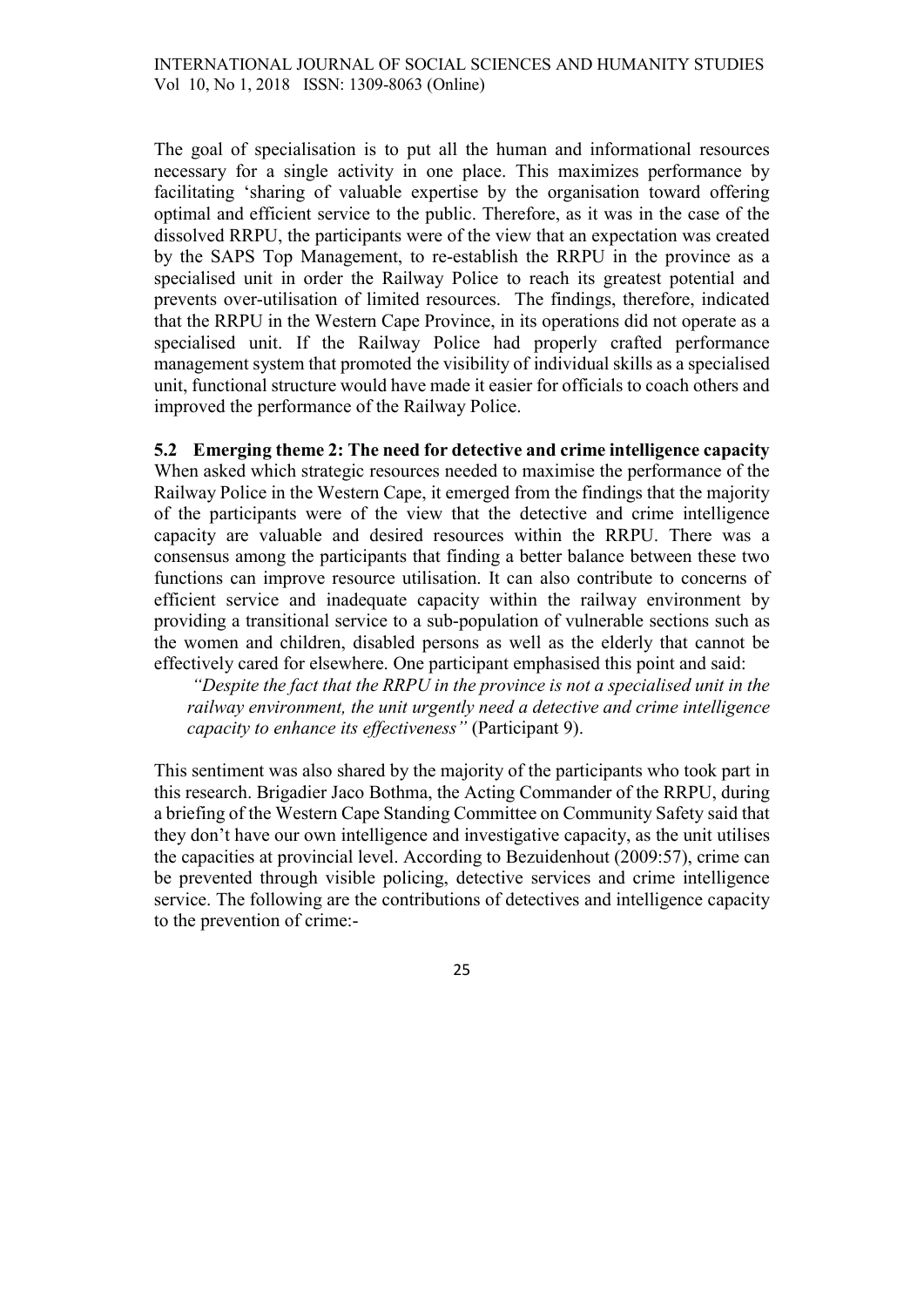The goal of specialisation is to put all the human and informational resources necessary for a single activity in one place. This maximizes performance by facilitating 'sharing of valuable expertise by the organisation toward offering optimal and efficient service to the public. Therefore, as it was in the case of the dissolved RRPU, the participants were of the view that an expectation was created by the SAPS Top Management, to re-establish the RRPU in the province as a specialised unit in order the Railway Police to reach its greatest potential and prevents over-utilisation of limited resources. The findings, therefore, indicated that the RRPU in the Western Cape Province, in its operations did not operate as a specialised unit. If the Railway Police had properly crafted performance management system that promoted the visibility of individual skills as a specialised unit, functional structure would have made it easier for officials to coach others and improved the performance of the Railway Police.

### 5.2 Emerging theme 2: The need for detective and crime intelligence capacity

When asked which strategic resources needed to maximise the performance of the Railway Police in the Western Cape, it emerged from the findings that the majority of the participants were of the view that the detective and crime intelligence capacity are valuable and desired resources within the RRPU. There was a consensus among the participants that finding a better balance between these two functions can improve resource utilisation. It can also contribute to concerns of efficient service and inadequate capacity within the railway environment by providing a transitional service to a sub-population of vulnerable sections such as the women and children, disabled persons as well as the elderly that cannot be effectively cared for elsewhere. One participant emphasised this point and said:

> *"Despite the fact that the RRPU in the province is not a specialised unit in the railway environment, the unit urgently need a detective and crime intelligence capacity to enhance its effectiveness"* (Participant 9).

This sentiment was also shared by the majority of the participants who took part in this research. Brigadier Jaco Bothma, the Acting Commander of the RRPU, during a briefing of the Western Cape Standing Committee on Community Safety said that they don't have our own intelligence and investigative capacity, as the unit utilises the capacities at provincial level. According to Bezuidenhout (2009:57), crime can be prevented through visible policing, detective services and crime intelligence service. The following are the contributions of detectives and intelligence capacity to the prevention of crime:-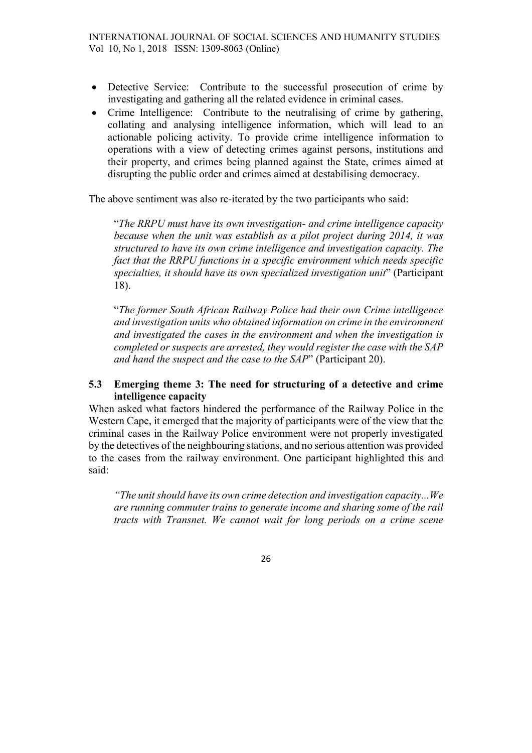- Detective Service: Contribute to the successful prosecution of crime by investigating and gathering all the related evidence in criminal cases.
- Crime Intelligence: Contribute to the neutralising of crime by gathering, collating and analysing intelligence information, which will lead to an actionable policing activity. To provide crime intelligence information to operations with a view of detecting crimes against persons, institutions and their property, and crimes being planned against the State, crimes aimed at disrupting the public order and crimes aimed at destabilising democracy.

The above sentiment was also re-iterated by the two participants who said:

> "*The RRPU must have its own investigation- and crime intelligence capacity because when the unit was establish as a pilot project during 2014, it was structured to have its own crime intelligence and investigation capacity. The fact that the RRPU functions in a specific environment which needs specific specialties, it should have its own specialized investigation unit*" (Participant 18).

> "*The former South African Railway Police had their own Crime intelligence and investigation units who obtained information on crime in the environment and investigated the cases in the environment and when the investigation is completed or suspects are arrested, they would register the case with the SAP and hand the suspect and the case to the SAP*" (Participant 20).

### 5.3 Emerging theme 3: The need for structuring of a detective and crime intelligence capacity

When asked what factors hindered the performance of the Railway Police in the Western Cape, it emerged that the majority of participants were of the view that the criminal cases in the Railway Police environment were not properly investigated by the detectives of the neighbouring stations, and no serious attention was provided to the cases from the railway environment. One participant highlighted this and said:

> *"The unit should have its own crime detection and investigation capacity...We are running commuter trains to generate income and sharing some of the rail tracts with Transnet. We cannot wait for long periods on a crime scene*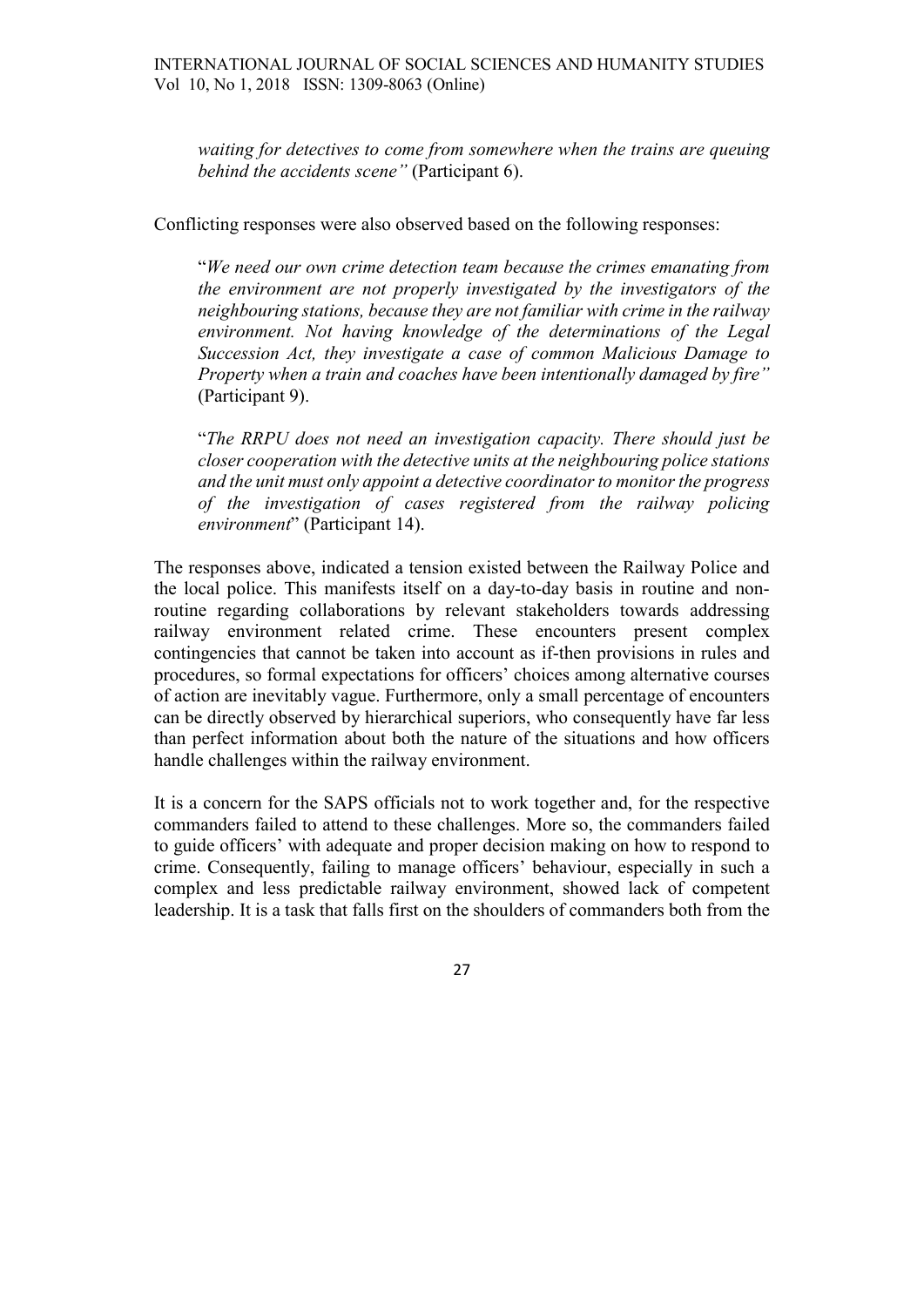*waiting for detectives to come from somewhere when the trains are queuing behind the accidents scene"* (Participant 6).

Conflicting responses were also observed based on the following responses:

> "*We need our own crime detection team because the crimes emanating from the environment are not properly investigated by the investigators of the neighbouring stations, because they are not familiar with crime in the railway environment. Not having knowledge of the determinations of the Legal Succession Act, they investigate a case of common Malicious Damage to Property when a train and coaches have been intentionally damaged by fire"* (Participant 9).

> "*The RRPU does not need an investigation capacity. There should just be closer cooperation with the detective units at the neighbouring police stations and the unit must only appoint a detective coordinator to monitor the progress of the investigation of cases registered from the railway policing environment*" (Participant 14).

The responses above, indicated a tension existed between the Railway Police and the local police. This manifests itself on a day-to-day basis in routine and non-routine regarding collaborations by relevant stakeholders towards addressing railway environment related crime. These encounters present complex contingencies that cannot be taken into account as if-then provisions in rules and procedures, so formal expectations for officers' choices among alternative courses of action are inevitably vague. Furthermore, only a small percentage of encounters can be directly observed by hierarchical superiors, who consequently have far less than perfect information about both the nature of the situations and how officers handle challenges within the railway environment.

It is a concern for the SAPS officials not to work together and, for the respective commanders failed to attend to these challenges. More so, the commanders failed to guide officers' with adequate and proper decision making on how to respond to crime. Consequently, failing to manage officers' behaviour, especially in such a complex and less predictable railway environment, showed lack of competent leadership. It is a task that falls first on the shoulders of commanders both from the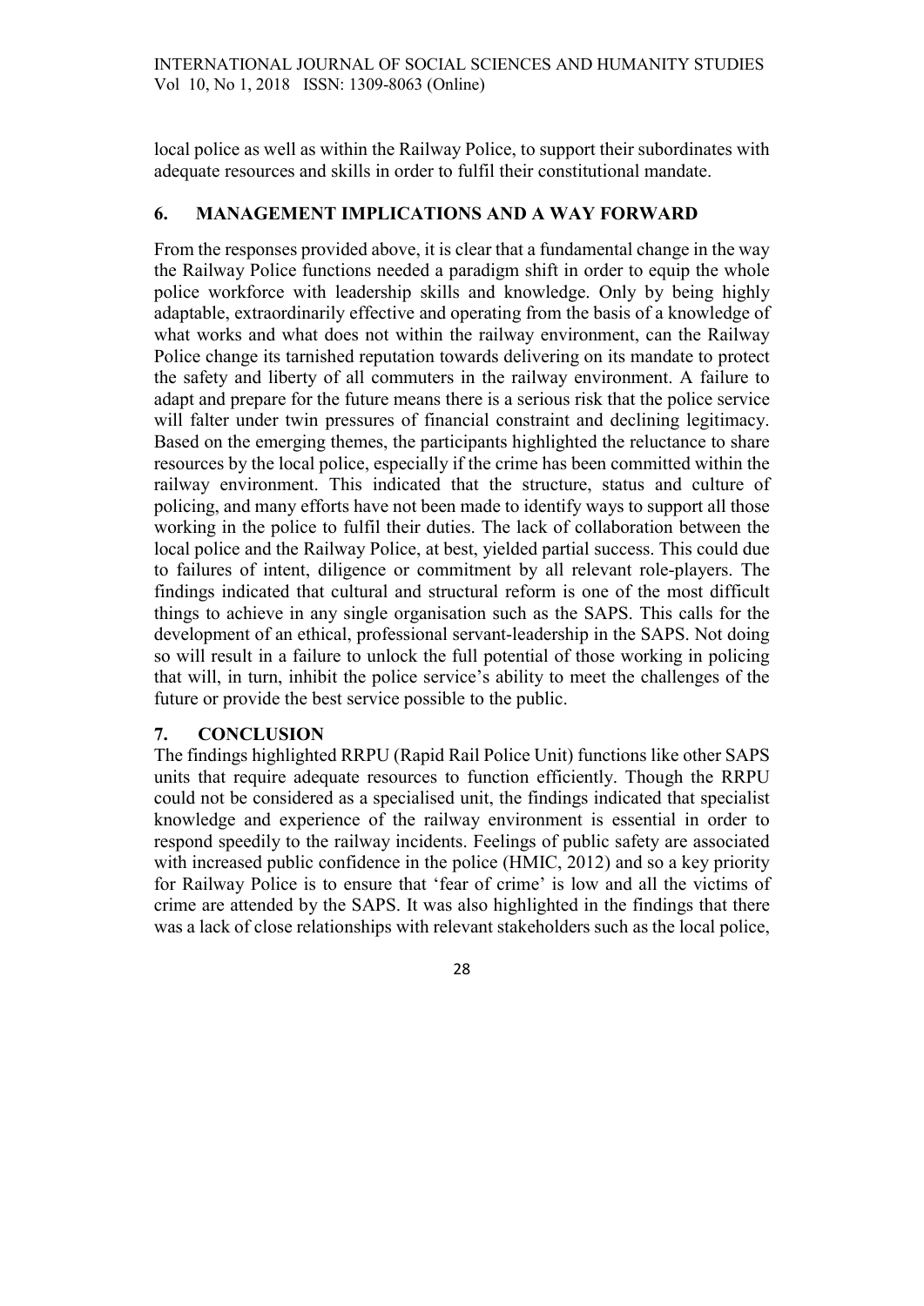local police as well as within the Railway Police, to support their subordinates with adequate resources and skills in order to fulfil their constitutional mandate.

## 6. MANAGEMENT IMPLICATIONS AND A WAY FORWARD

From the responses provided above, it is clear that a fundamental change in the way the Railway Police functions needed a paradigm shift in order to equip the whole police workforce with leadership skills and knowledge. Only by being highly adaptable, extraordinarily effective and operating from the basis of a knowledge of what works and what does not within the railway environment, can the Railway Police change its tarnished reputation towards delivering on its mandate to protect the safety and liberty of all commuters in the railway environment. A failure to adapt and prepare for the future means there is a serious risk that the police service will falter under twin pressures of financial constraint and declining legitimacy. Based on the emerging themes, the participants highlighted the reluctance to share resources by the local police, especially if the crime has been committed within the railway environment. This indicated that the structure, status and culture of policing, and many efforts have not been made to identify ways to support all those working in the police to fulfil their duties. The lack of collaboration between the local police and the Railway Police, at best, yielded partial success. This could due to failures of intent, diligence or commitment by all relevant role-players. The findings indicated that cultural and structural reform is one of the most difficult things to achieve in any single organisation such as the SAPS. This calls for the development of an ethical, professional servant-leadership in the SAPS. Not doing so will result in a failure to unlock the full potential of those working in policing that will, in turn, inhibit the police service's ability to meet the challenges of the future or provide the best service possible to the public.

## 7. CONCLUSION

The findings highlighted RRPU (Rapid Rail Police Unit) functions like other SAPS units that require adequate resources to function efficiently. Though the RRPU could not be considered as a specialised unit, the findings indicated that specialist knowledge and experience of the railway environment is essential in order to respond speedily to the railway incidents. Feelings of public safety are associated with increased public confidence in the police (HMIC, 2012) and so a key priority for Railway Police is to ensure that 'fear of crime' is low and all the victims of crime are attended by the SAPS. It was also highlighted in the findings that there was a lack of close relationships with relevant stakeholders such as the local police,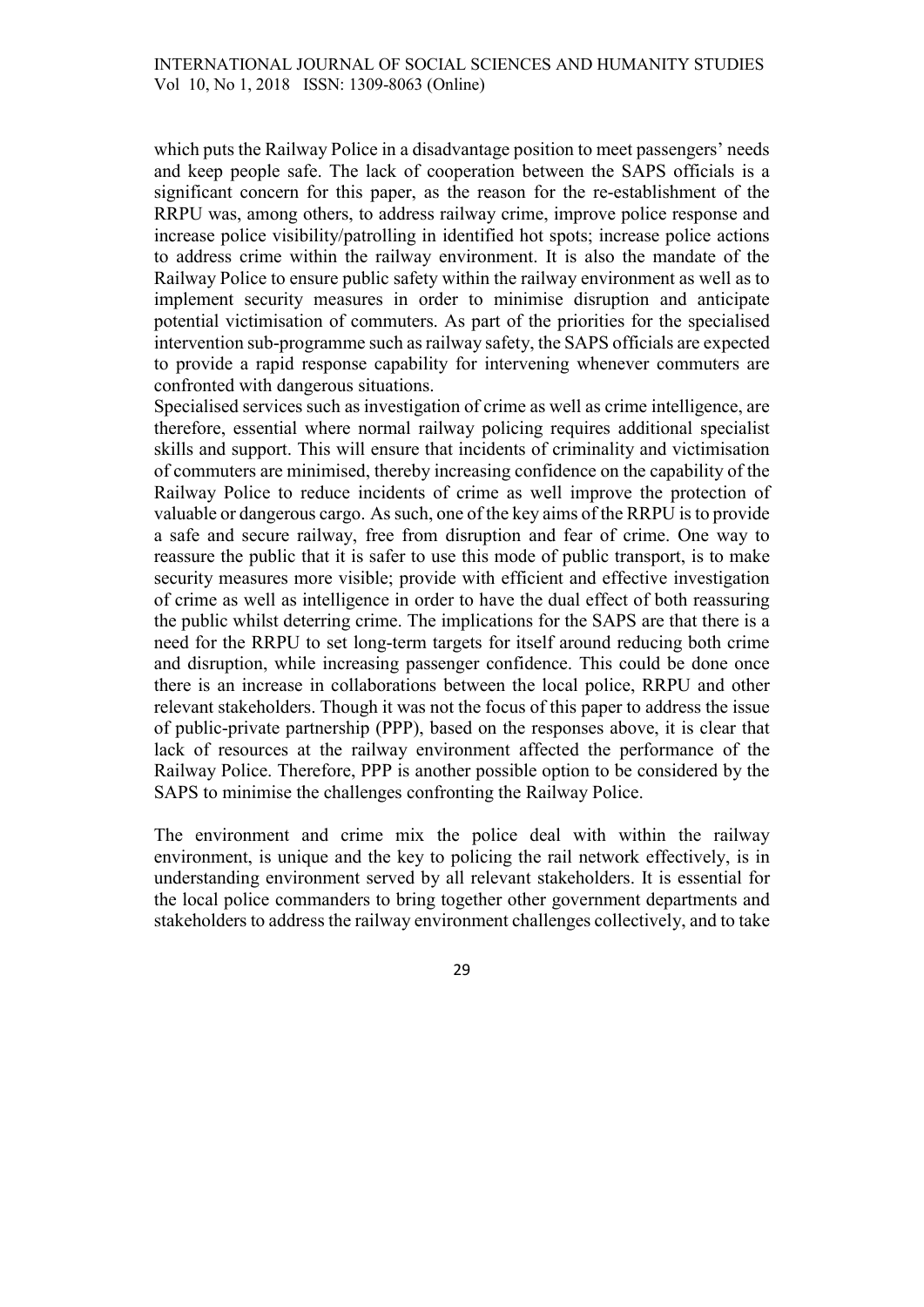which puts the Railway Police in a disadvantage position to meet passengers' needs and keep people safe. The lack of cooperation between the SAPS officials is a significant concern for this paper, as the reason for the re-establishment of the RRPU was, among others, to address railway crime, improve police response and increase police visibility/patrolling in identified hot spots; increase police actions to address crime within the railway environment. It is also the mandate of the Railway Police to ensure public safety within the railway environment as well as to implement security measures in order to minimise disruption and anticipate potential victimisation of commuters. As part of the priorities for the specialised intervention sub-programme such as railway safety, the SAPS officials are expected to provide a rapid response capability for intervening whenever commuters are confronted with dangerous situations.

Specialised services such as investigation of crime as well as crime intelligence, are therefore, essential where normal railway policing requires additional specialist skills and support. This will ensure that incidents of criminality and victimisation of commuters are minimised, thereby increasing confidence on the capability of the Railway Police to reduce incidents of crime as well improve the protection of valuable or dangerous cargo. As such, one of the key aims of the RRPU is to provide a safe and secure railway, free from disruption and fear of crime. One way to reassure the public that it is safer to use this mode of public transport, is to make security measures more visible; provide with efficient and effective investigation of crime as well as intelligence in order to have the dual effect of both reassuring the public whilst deterring crime. The implications for the SAPS are that there is a need for the RRPU to set long-term targets for itself around reducing both crime and disruption, while increasing passenger confidence. This could be done once there is an increase in collaborations between the local police, RRPU and other relevant stakeholders. Though it was not the focus of this paper to address the issue of public-private partnership (PPP), based on the responses above, it is clear that lack of resources at the railway environment affected the performance of the Railway Police. Therefore, PPP is another possible option to be considered by the SAPS to minimise the challenges confronting the Railway Police.

The environment and crime mix the police deal with within the railway environment, is unique and the key to policing the rail network effectively, is in understanding environment served by all relevant stakeholders. It is essential for the local police commanders to bring together other government departments and stakeholders to address the railway environment challenges collectively, and to take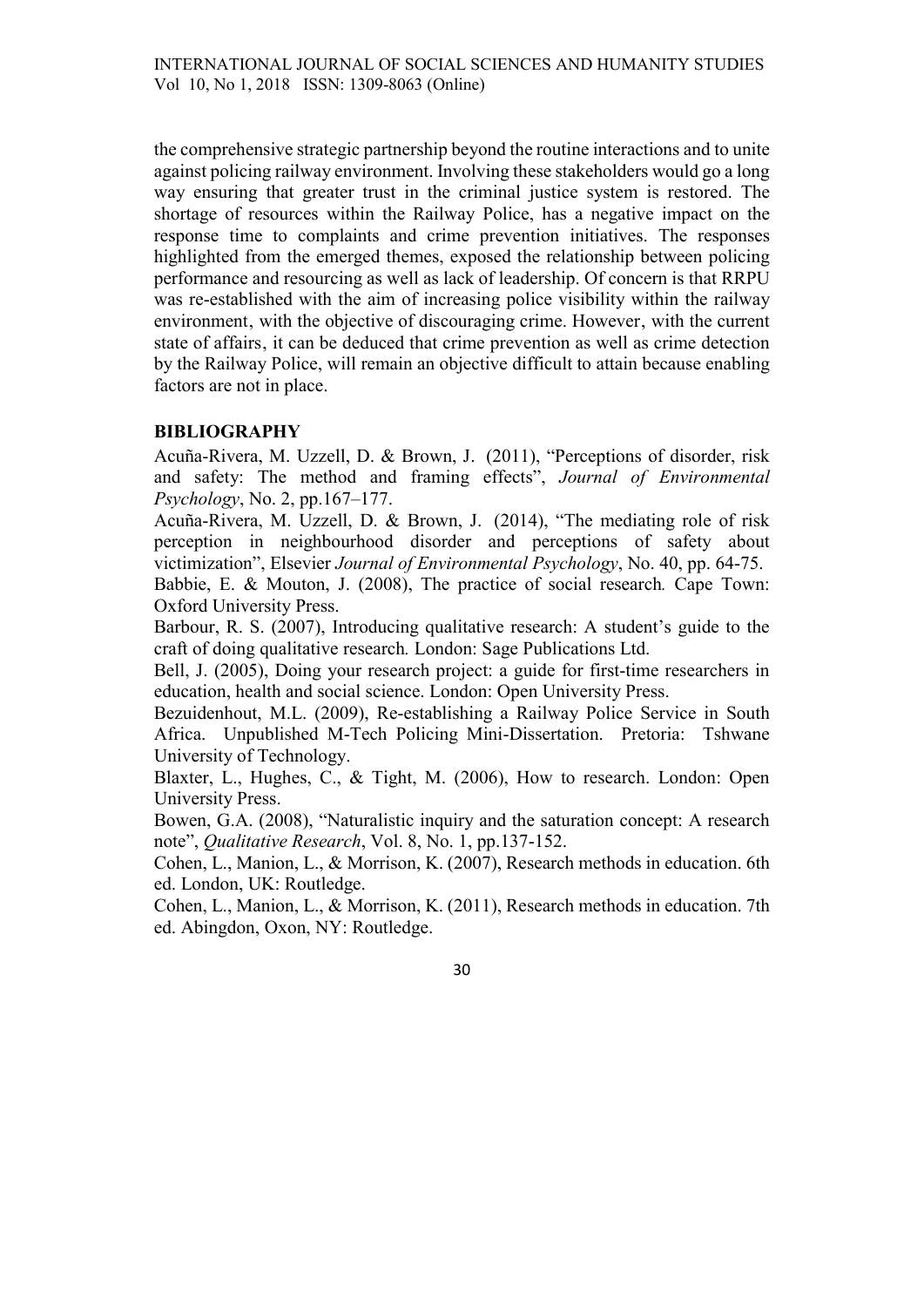the comprehensive strategic partnership beyond the routine interactions and to unite against policing railway environment. Involving these stakeholders would go a long way ensuring that greater trust in the criminal justice system is restored. The shortage of resources within the Railway Police, has a negative impact on the response time to complaints and crime prevention initiatives. The responses highlighted from the emerged themes, exposed the relationship between policing performance and resourcing as well as lack of leadership. Of concern is that RRPU was re-established with the aim of increasing police visibility within the railway environment, with the objective of discouraging crime. However, with the current state of affairs, it can be deduced that crime prevention as well as crime detection by the Railway Police, will remain an objective difficult to attain because enabling factors are not in place.

## BIBLIOGRAPHY

Acuña-Rivera, M. Uzzell, D. & Brown, J. (2011), "Perceptions of disorder, risk and safety: The method and framing effects", *Journal of Environmental Psychology*, No. 2, pp.167–177.

Acuña-Rivera, M. Uzzell, D. & Brown, J. (2014), "The mediating role of risk perception in neighbourhood disorder and perceptions of safety about victimization", Elsevier *Journal of Environmental Psychology*, No. 40, pp. 64-75.

Babbie, E. & Mouton, J. (2008), The practice of social research*.* Cape Town: Oxford University Press.

Barbour, R. S. (2007), Introducing qualitative research: A student's guide to the craft of doing qualitative research*.* London: Sage Publications Ltd.

Bell, J. (2005), Doing your research project: a guide for first-time researchers in education, health and social science. London: Open University Press.

Bezuidenhout, M.L. (2009), Re-establishing a Railway Police Service in South Africa. Unpublished M-Tech Policing Mini-Dissertation. Pretoria: Tshwane University of Technology.

Blaxter, L., Hughes, C., & Tight, M. (2006), How to research. London: Open University Press.

Bowen, G.A. (2008), "Naturalistic inquiry and the saturation concept: A research note", *Qualitative Research*, Vol. 8, No. 1, pp.137-152.

Cohen, L., Manion, L., & Morrison, K. (2007), Research methods in education. 6th ed. London, UK: Routledge.

Cohen, L., Manion, L., & Morrison, K. (2011), Research methods in education. 7th ed. Abingdon, Oxon, NY: Routledge.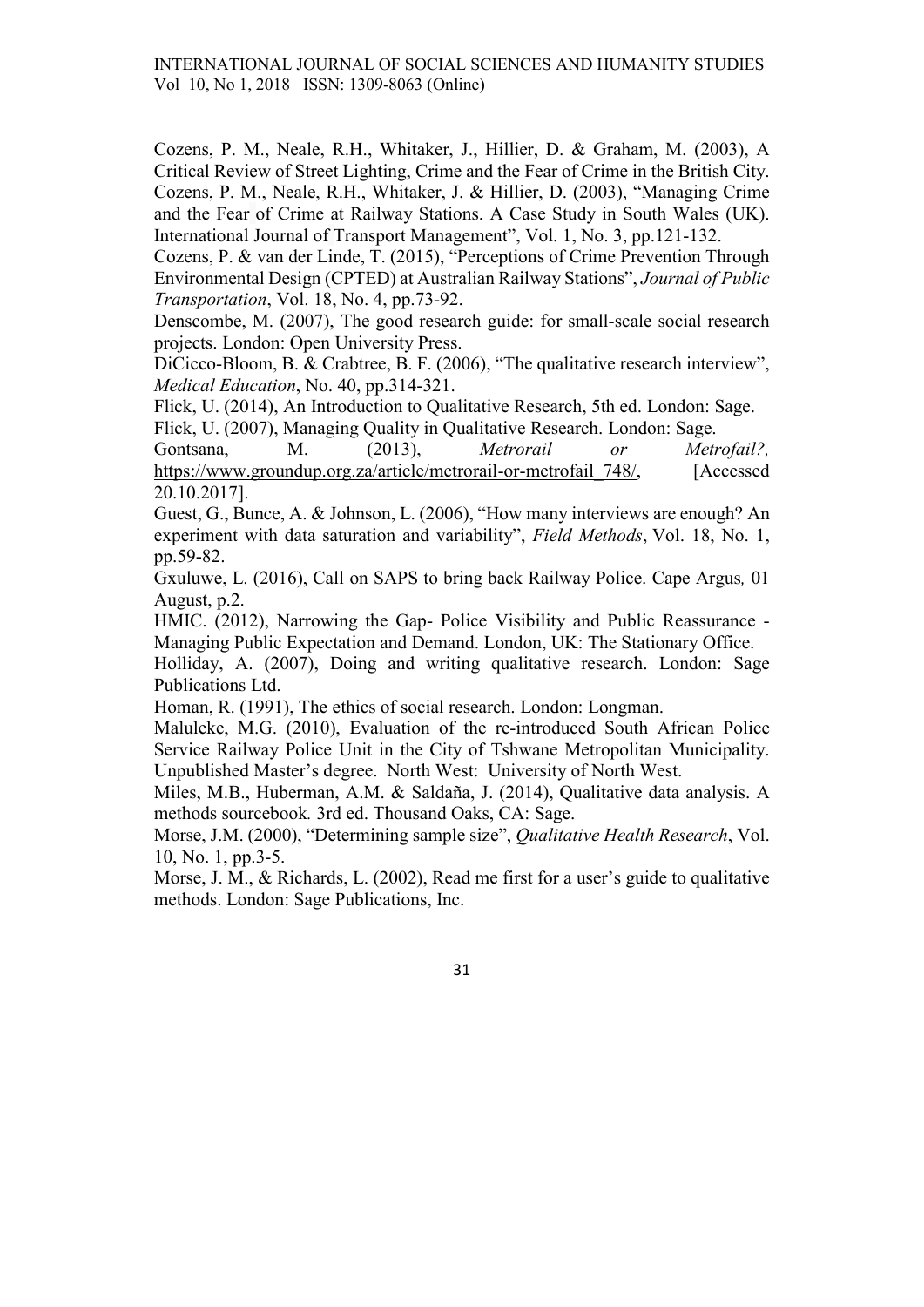Cozens, P. M., Neale, R.H., Whitaker, J., Hillier, D. & Graham, M. (2003), A Critical Review of Street Lighting, Crime and the Fear of Crime in the British City.

Cozens, P. M., Neale, R.H., Whitaker, J. & Hillier, D. (2003), "Managing Crime and the Fear of Crime at Railway Stations. A Case Study in South Wales (UK). International Journal of Transport Management", Vol. 1, No. 3, pp.121-132.

Cozens, P. & van der Linde, T. (2015), "Perceptions of Crime Prevention Through Environmental Design (CPTED) at Australian Railway Stations", *Journal of Public Transportation*, Vol. 18, No. 4, pp.73-92.

Denscombe, M. (2007), The good research guide: for small-scale social research projects. London: Open University Press.

DiCicco-Bloom, B. & Crabtree, B. F. (2006), "The qualitative research interview", *Medical Education*, No. 40, pp.314-321.

Flick, U. (2014), An Introduction to Qualitative Research, 5th ed. London: Sage.

Flick, U. (2007), Managing Quality in Qualitative Research. London: Sage.

Gontsana, M. (2013), *Metrorail or Metrofail?,* https://www.groundup.org.za/article/metrorail-or-metrofail_748/, [Accessed 20.10.2017].

Guest, G., Bunce, A. & Johnson, L. (2006), "How many interviews are enough? An experiment with data saturation and variability", *Field Methods*, Vol. 18, No. 1, pp.59-82.

Gxuluwe, L. (2016), Call on SAPS to bring back Railway Police. Cape Argus*,* 01 August, p.2.

HMIC. (2012), Narrowing the Gap- Police Visibility and Public Reassurance - Managing Public Expectation and Demand. London, UK: The Stationary Office.

Holliday, A. (2007), Doing and writing qualitative research. London: Sage Publications Ltd.

Homan, R. (1991), The ethics of social research. London: Longman.

Maluleke, M.G. (2010), Evaluation of the re-introduced South African Police Service Railway Police Unit in the City of Tshwane Metropolitan Municipality. Unpublished Master's degree. North West: University of North West.

Miles, M.B., Huberman, A.M. & Saldaña, J. (2014), Qualitative data analysis. A methods sourcebook*.* 3rd ed. Thousand Oaks, CA: Sage.

Morse, J.M. (2000), "Determining sample size", *Qualitative Health Research*, Vol. 10, No. 1, pp.3-5.

Morse, J. M., & Richards, L. (2002), Read me first for a user's guide to qualitative methods. London: Sage Publications, Inc.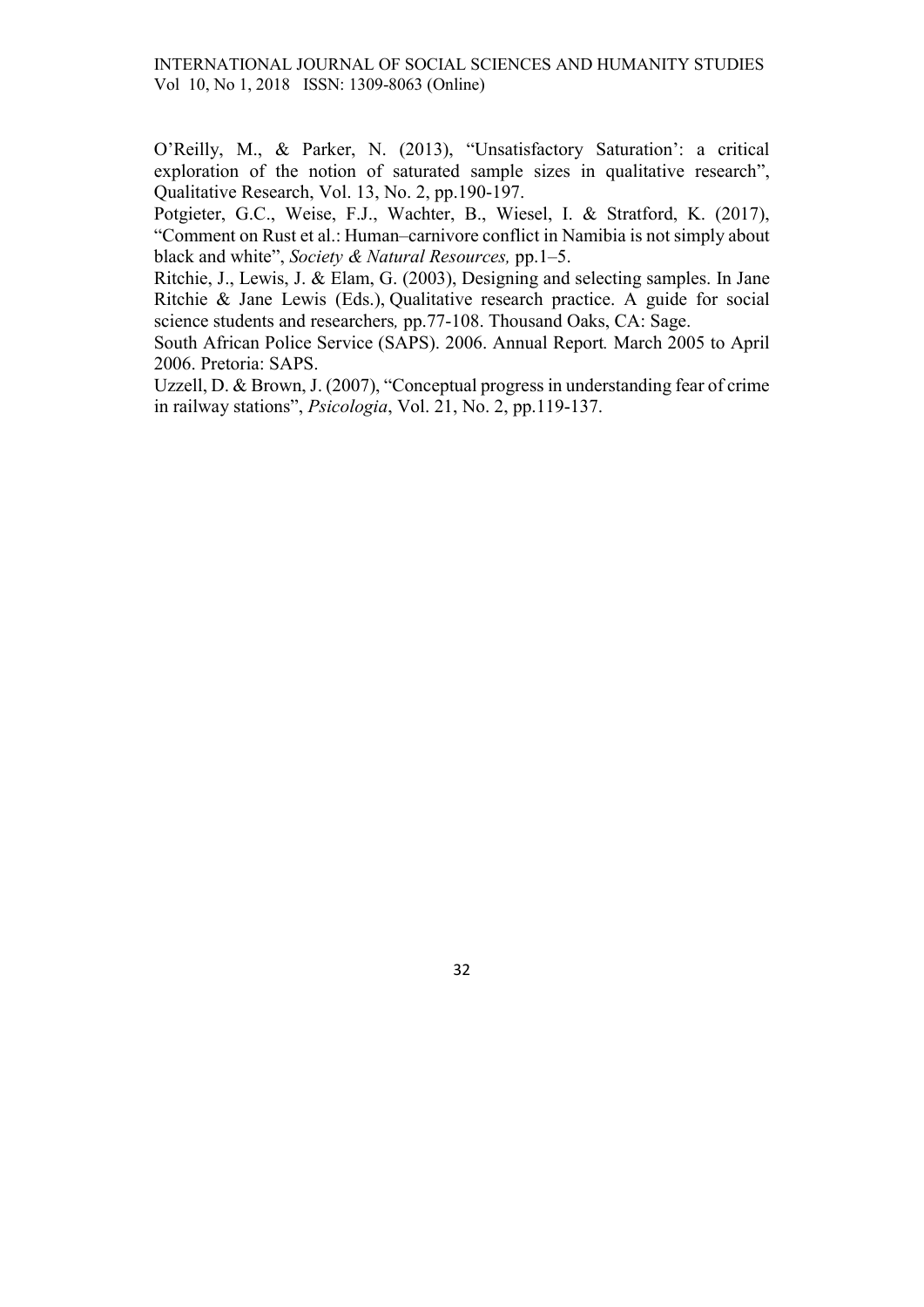O'Reilly, M., & Parker, N. (2013), "Unsatisfactory Saturation': a critical exploration of the notion of saturated sample sizes in qualitative research", Qualitative Research, Vol. 13, No. 2, pp.190-197.

Potgieter, G.C., Weise, F.J., Wachter, B., Wiesel, I. & Stratford, K. (2017), "Comment on Rust et al.: Human–carnivore conflict in Namibia is not simply about black and white", *Society & Natural Resources,* pp.1–5.

Ritchie, J., Lewis, J. & Elam, G. (2003), Designing and selecting samples. In Jane Ritchie & Jane Lewis (Eds.), Qualitative research practice. A guide for social science students and researchers*,* pp.77-108. Thousand Oaks, CA: Sage.

South African Police Service (SAPS). 2006. Annual Report*.* March 2005 to April 2006. Pretoria: SAPS.

Uzzell, D. & Brown, J. (2007), "Conceptual progress in understanding fear of crime in railway stations", *Psicologia*, Vol. 21, No. 2, pp.119-137.